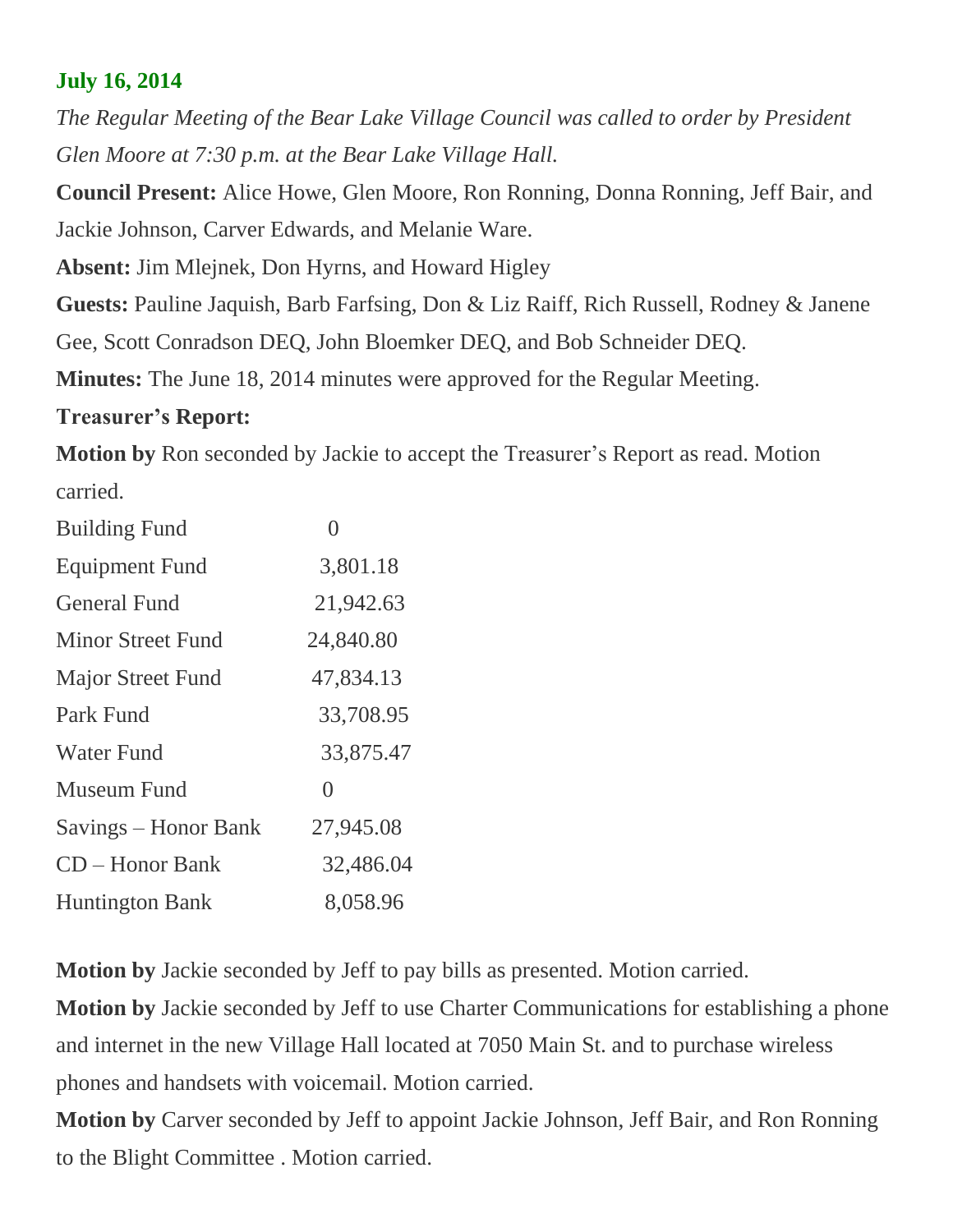**July 16, 2014**

*The Regular Meeting of the Bear Lake Village Council was called to order by President Glen Moore at 7:30 p.m. at the Bear Lake Village Hall.*

**Council Present:** Alice Howe, Glen Moore, Ron Ronning, Donna Ronning, Jeff Bair, and Jackie Johnson, Carver Edwards, and Melanie Ware.

**Absent:** Jim Mlejnek, Don Hyrns, and Howard Higley

**Guests:** Pauline Jaquish, Barb Farfsing, Don & Liz Raiff, Rich Russell, Rodney & Janene Gee, Scott Conradson DEQ, John Bloemker DEQ, and Bob Schneider DEQ.

**Minutes:** The June 18, 2014 minutes were approved for the Regular Meeting.

**Treasurer's Report:**

**Motion by** Ron seconded by Jackie to accept the Treasurer's Report as read. Motion carried.

| | |
|---|---|
| Building Fund | 0 |
| Equipment Fund | 3,801.18 |
| General Fund | 21,942.63 |
| Minor Street Fund | 24,840.80 |
| Major Street Fund | 47,834.13 |
| Park Fund | 33,708.95 |
| Water Fund | 33,875.47 |
| Museum Fund | 0 |
| Savings – Honor Bank | 27,945.08 |
| CD – Honor Bank | 32,486.04 |
| Huntington Bank | 8,058.96 |

**Motion by** Jackie seconded by Jeff to pay bills as presented. Motion carried.

**Motion by** Jackie seconded by Jeff to use Charter Communications for establishing a phone and internet in the new Village Hall located at 7050 Main St. and to purchase wireless phones and handsets with voicemail. Motion carried.

**Motion by** Carver seconded by Jeff to appoint Jackie Johnson, Jeff Bair, and Ron Ronning to the Blight Committee . Motion carried.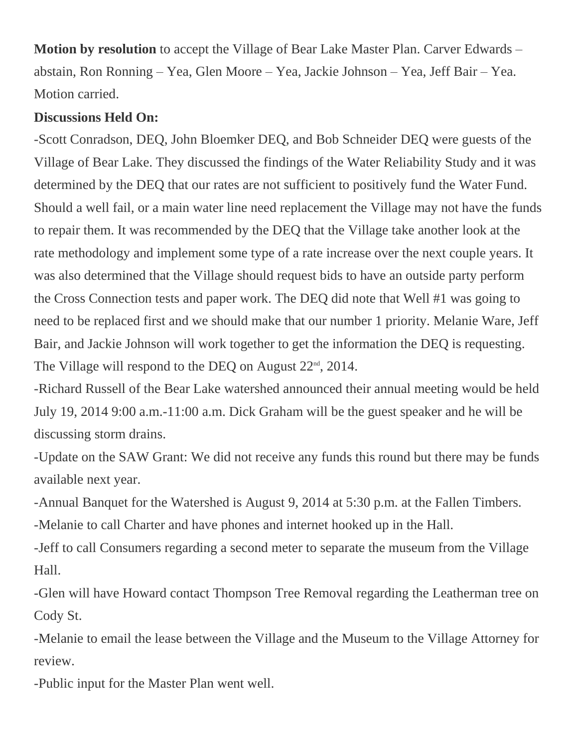**Motion by resolution** to accept the Village of Bear Lake Master Plan. Carver Edwards – abstain, Ron Ronning – Yea, Glen Moore – Yea, Jackie Johnson – Yea, Jeff Bair – Yea. Motion carried.

**Discussions Held On:**

-Scott Conradson, DEQ, John Bloemker DEQ, and Bob Schneider DEQ were guests of the Village of Bear Lake. They discussed the findings of the Water Reliability Study and it was determined by the DEQ that our rates are not sufficient to positively fund the Water Fund. Should a well fail, or a main water line need replacement the Village may not have the funds to repair them. It was recommended by the DEQ that the Village take another look at the rate methodology and implement some type of a rate increase over the next couple years. It was also determined that the Village should request bids to have an outside party perform the Cross Connection tests and paper work. The DEQ did note that Well #1 was going to need to be replaced first and we should make that our number 1 priority. Melanie Ware, Jeff Bair, and Jackie Johnson will work together to get the information the DEQ is requesting. The Village will respond to the DEQ on August 22nd, 2014.

-Richard Russell of the Bear Lake watershed announced their annual meeting would be held July 19, 2014 9:00 a.m.-11:00 a.m. Dick Graham will be the guest speaker and he will be discussing storm drains.

-Update on the SAW Grant: We did not receive any funds this round but there may be funds available next year.

-Annual Banquet for the Watershed is August 9, 2014 at 5:30 p.m. at the Fallen Timbers.

-Melanie to call Charter and have phones and internet hooked up in the Hall.

-Jeff to call Consumers regarding a second meter to separate the museum from the Village Hall.

-Glen will have Howard contact Thompson Tree Removal regarding the Leatherman tree on Cody St.

-Melanie to email the lease between the Village and the Museum to the Village Attorney for review.

-Public input for the Master Plan went well.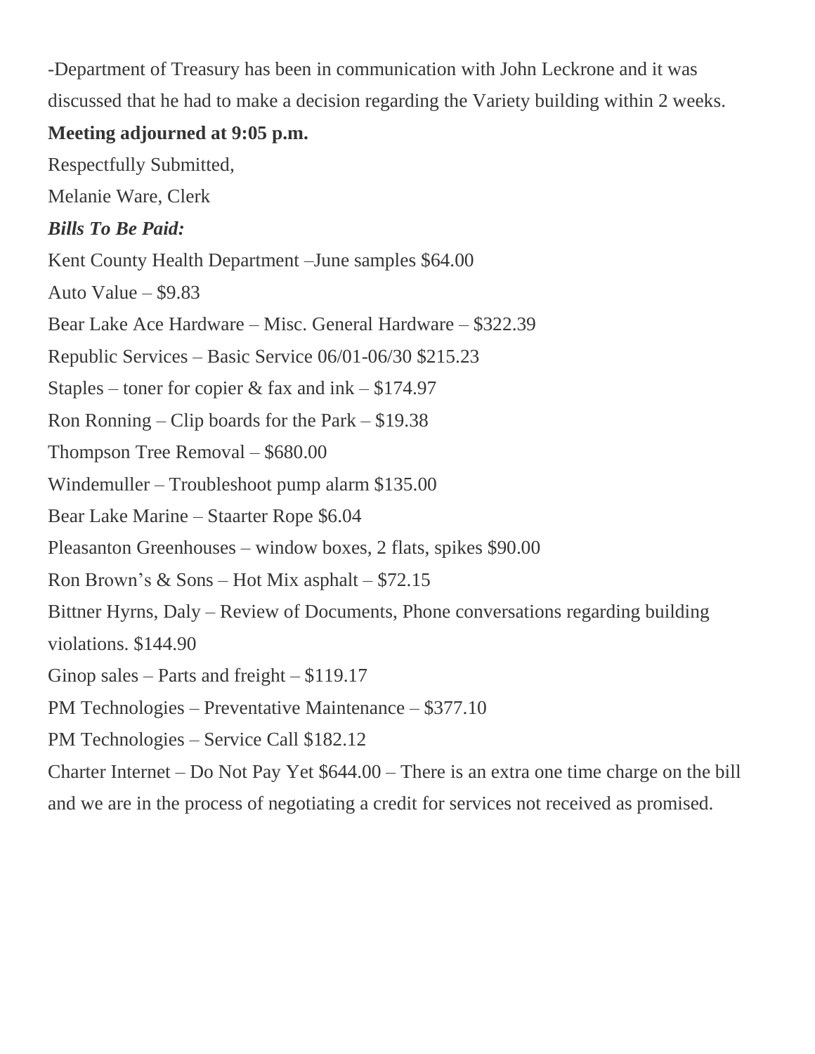-Department of Treasury has been in communication with John Leckrone and it was discussed that he had to make a decision regarding the Variety building within 2 weeks.

**Meeting adjourned at 9:05 p.m.**

Respectfully Submitted,

Melanie Ware, Clerk

***Bills To Be Paid:***

Kent County Health Department –June samples $64.00

Auto Value – $9.83

Bear Lake Ace Hardware – Misc. General Hardware – $322.39

Republic Services – Basic Service 06/01-06/30 $215.23

Staples – toner for copier & fax and ink – $174.97

Ron Ronning – Clip boards for the Park – $19.38

Thompson Tree Removal – $680.00

Windemuller – Troubleshoot pump alarm $135.00

Bear Lake Marine – Staarter Rope $6.04

Pleasanton Greenhouses – window boxes, 2 flats, spikes $90.00

Ron Brown's & Sons – Hot Mix asphalt – $72.15

Bittner Hyrns, Daly – Review of Documents, Phone conversations regarding building violations. $144.90

Ginop sales – Parts and freight – $119.17

PM Technologies – Preventative Maintenance – $377.10

PM Technologies – Service Call $182.12

Charter Internet – Do Not Pay Yet $644.00 – There is an extra one time charge on the bill and we are in the process of negotiating a credit for services not received as promised.